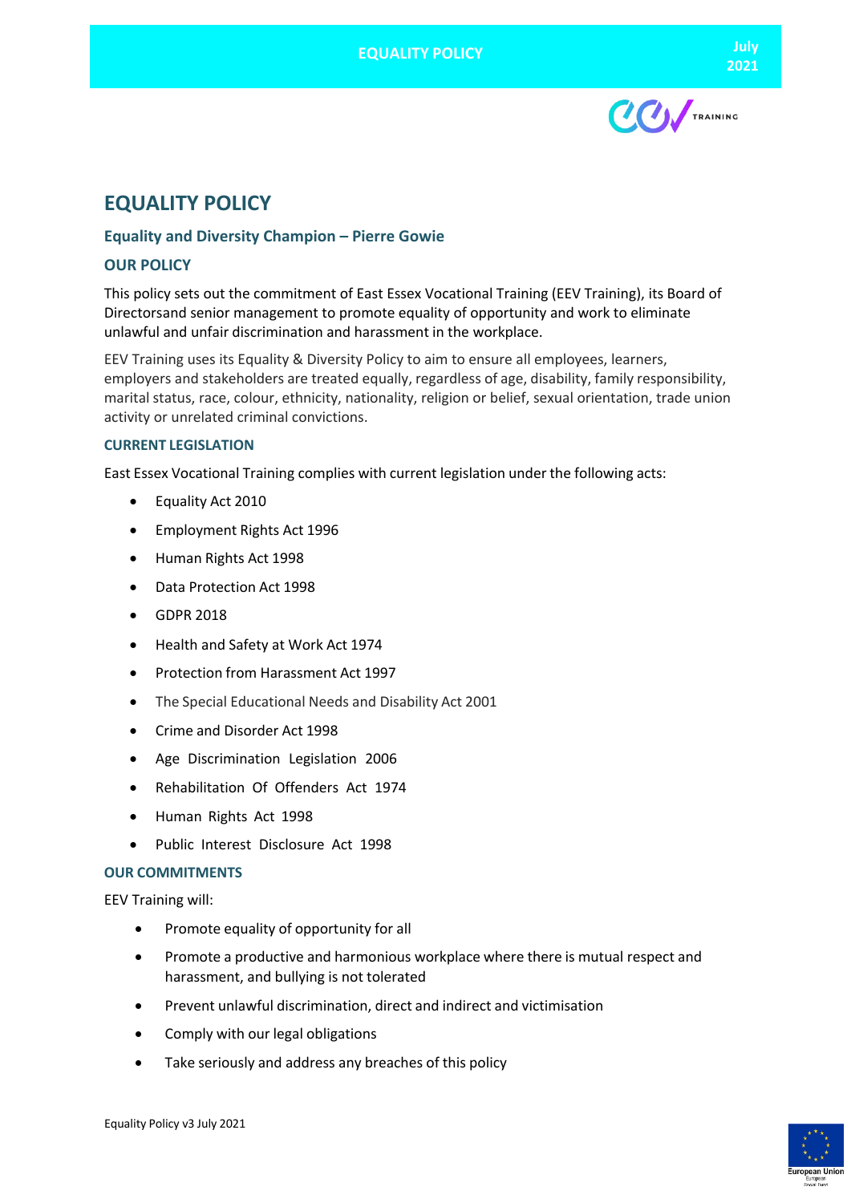# EQUALITY POLICY

### Equality and Diversity Champion – Pierre Gowie

### OUR POLICY

This policy sets out the commitment of East Essex Vocational Training (EEV Training), its Board of Directorsand senior management to promote equality of opportunity and work to eliminate unlawful and unfair discrimination and harassment in the workplace.

EEV Training uses its Equality & Diversity Policy to aim to ensure all employees, learners, employers and stakeholders are treated equally, regardless of age, disability, family responsibility, marital status, race, colour, ethnicity, nationality, religion or belief, sexual orientation, trade union activity or unrelated criminal convictions.

#### CURRENT LEGISLATION

East Essex Vocational Training complies with current legislation under the following acts:

- Equality Act 2010
- Employment Rights Act 1996
- Human Rights Act 1998
- Data Protection Act 1998
- GDPR 2018
- Health and Safety at Work Act 1974
- Protection from Harassment Act 1997
- The Special Educational Needs and Disability Act 2001
- Crime and Disorder Act 1998
- Age Discrimination Legislation 2006
- Rehabilitation Of Offenders Act 1974
- Human Rights Act 1998
- Public Interest Disclosure Act 1998

#### OUR COMMITMENTS

EEV Training will:

- Promote equality of opportunity for all
- Promote a productive and harmonious workplace where there is mutual respect and harassment, and bullying is not tolerated
- Prevent unlawful discrimination, direct and indirect and victimisation
- Comply with our legal obligations
- Take seriously and address any breaches of this policy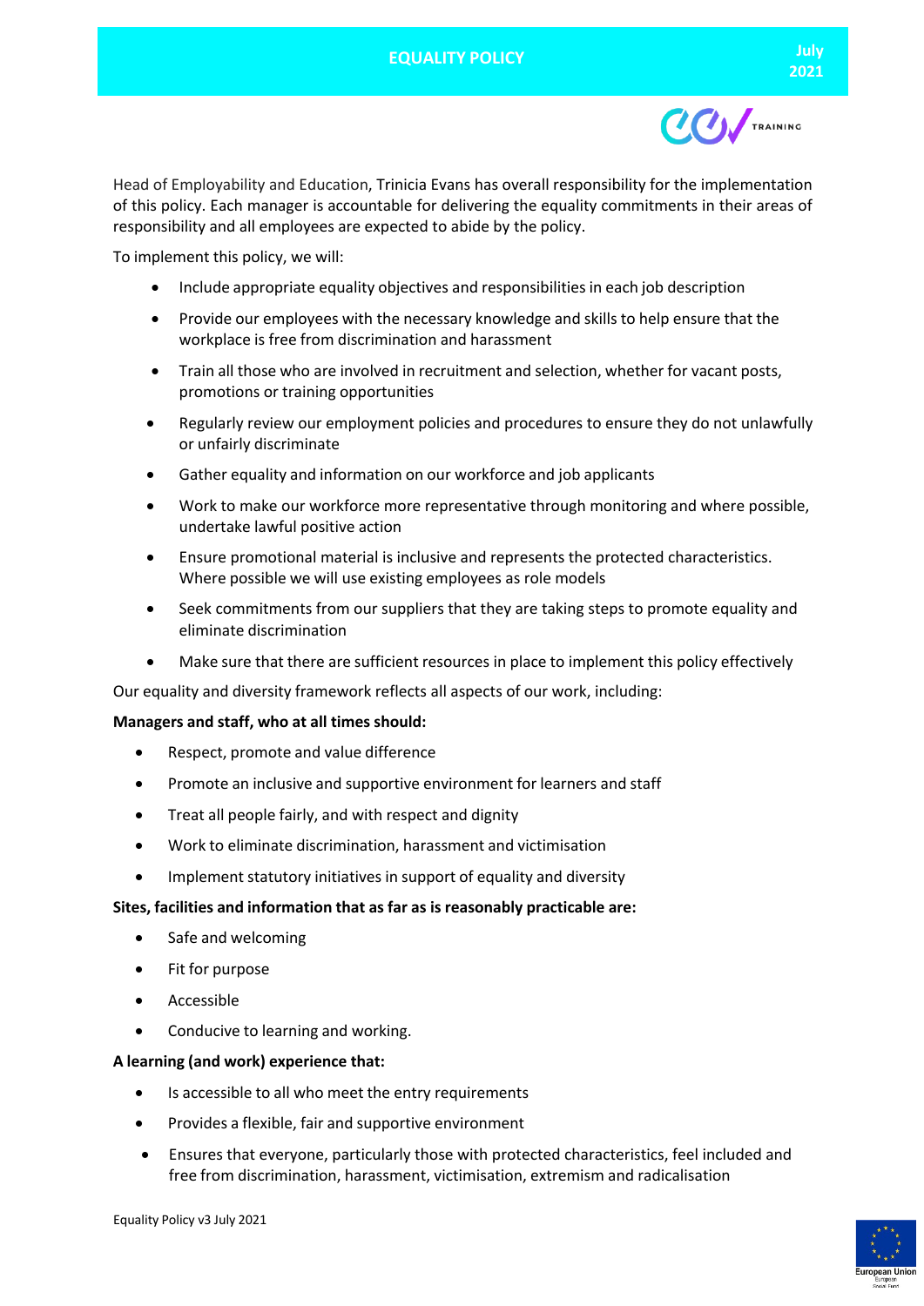Head of Employability and Education, Trinicia Evans has overall responsibility for the implementation of this policy. Each manager is accountable for delivering the equality commitments in their areas of responsibility and all employees are expected to abide by the policy.

To implement this policy, we will:

- Include appropriate equality objectives and responsibilities in each job description
- Provide our employees with the necessary knowledge and skills to help ensure that the workplace is free from discrimination and harassment
- Train all those who are involved in recruitment and selection, whether for vacant posts, promotions or training opportunities
- Regularly review our employment policies and procedures to ensure they do not unlawfully or unfairly discriminate
- Gather equality and information on our workforce and job applicants
- Work to make our workforce more representative through monitoring and where possible, undertake lawful positive action
- Ensure promotional material is inclusive and represents the protected characteristics. Where possible we will use existing employees as role models
- Seek commitments from our suppliers that they are taking steps to promote equality and eliminate discrimination
- Make sure that there are sufficient resources in place to implement this policy effectively

Our equality and diversity framework reflects all aspects of our work, including:

**Managers and staff, who at all times should:**

- Respect, promote and value difference
- Promote an inclusive and supportive environment for learners and staff
- Treat all people fairly, and with respect and dignity
- Work to eliminate discrimination, harassment and victimisation
- Implement statutory initiatives in support of equality and diversity

**Sites, facilities and information that as far as is reasonably practicable are:**

- Safe and welcoming
- Fit for purpose
- Accessible
- Conducive to learning and working.

**A learning (and work) experience that:**

- Is accessible to all who meet the entry requirements
- Provides a flexible, fair and supportive environment
- Ensures that everyone, particularly those with protected characteristics, feel included and free from discrimination, harassment, victimisation, extremism and radicalisation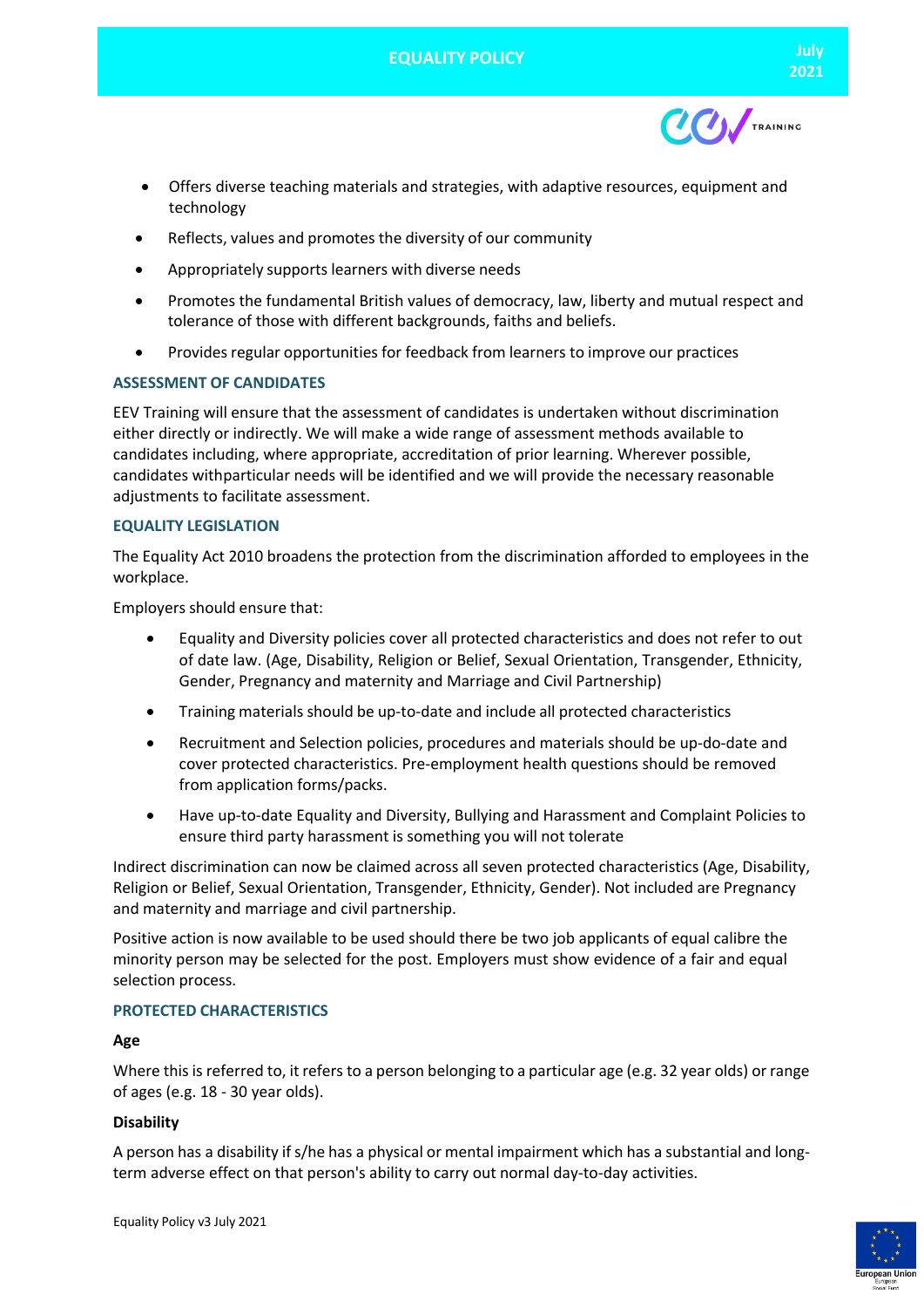- Offers diverse teaching materials and strategies, with adaptive resources, equipment and technology
- Reflects, values and promotes the diversity of our community
- Appropriately supports learners with diverse needs
- Promotes the fundamental British values of democracy, law, liberty and mutual respect and tolerance of those with different backgrounds, faiths and beliefs.
- Provides regular opportunities for feedback from learners to improve our practices

## ASSESSMENT OF CANDIDATES

EEV Training will ensure that the assessment of candidates is undertaken without discrimination either directly or indirectly. We will make a wide range of assessment methods available to candidates including, where appropriate, accreditation of prior learning. Wherever possible, candidates withparticular needs will be identified and we will provide the necessary reasonable adjustments to facilitate assessment.

## EQUALITY LEGISLATION

The Equality Act 2010 broadens the protection from the discrimination afforded to employees in the workplace.

Employers should ensure that:

- Equality and Diversity policies cover all protected characteristics and does not refer to out of date law. (Age, Disability, Religion or Belief, Sexual Orientation, Transgender, Ethnicity, Gender, Pregnancy and maternity and Marriage and Civil Partnership)
- Training materials should be up-to-date and include all protected characteristics
- Recruitment and Selection policies, procedures and materials should be up-do-date and cover protected characteristics. Pre-employment health questions should be removed from application forms/packs.
- Have up-to-date Equality and Diversity, Bullying and Harassment and Complaint Policies to ensure third party harassment is something you will not tolerate

Indirect discrimination can now be claimed across all seven protected characteristics (Age, Disability, Religion or Belief, Sexual Orientation, Transgender, Ethnicity, Gender). Not included are Pregnancy and maternity and marriage and civil partnership.

Positive action is now available to be used should there be two job applicants of equal calibre the minority person may be selected for the post. Employers must show evidence of a fair and equal selection process.

## PROTECTED CHARACTERISTICS

**Age**

Where this is referred to, it refers to a person belonging to a particular age (e.g. 32 year olds) or range of ages (e.g. 18 - 30 year olds).

**Disability**

A person has a disability if s/he has a physical or mental impairment which has a substantial and long-term adverse effect on that person's ability to carry out normal day-to-day activities.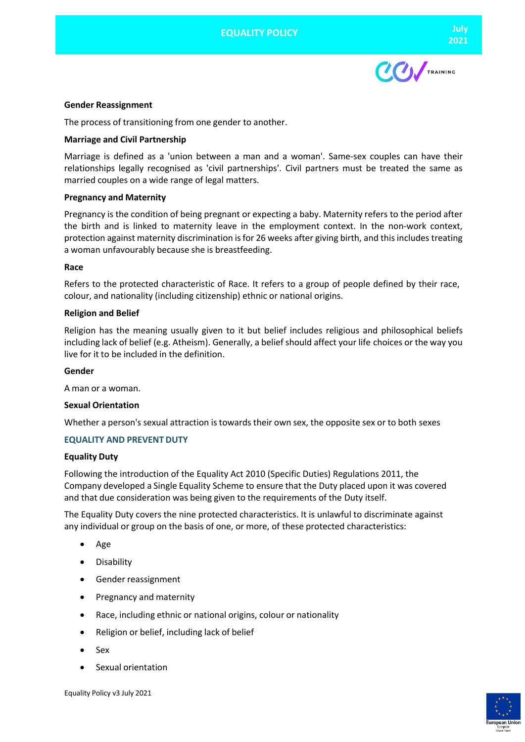**Gender Reassignment**

The process of transitioning from one gender to another.

**Marriage and Civil Partnership**

Marriage is defined as a 'union between a man and a woman'. Same-sex couples can have their relationships legally recognised as 'civil partnerships'. Civil partners must be treated the same as married couples on a wide range of legal matters.

**Pregnancy and Maternity**

Pregnancy is the condition of being pregnant or expecting a baby. Maternity refers to the period after the birth and is linked to maternity leave in the employment context. In the non-work context, protection against maternity discrimination is for 26 weeks after giving birth, and this includes treating a woman unfavourably because she is breastfeeding.

**Race**

Refers to the protected characteristic of Race. It refers to a group of people defined by their race, colour, and nationality (including citizenship) ethnic or national origins.

**Religion and Belief**

Religion has the meaning usually given to it but belief includes religious and philosophical beliefs including lack of belief (e.g. Atheism). Generally, a belief should affect your life choices or the way you live for it to be included in the definition.

**Gender**

A man or a woman.

**Sexual Orientation**

Whether a person's sexual attraction is towards their own sex, the opposite sex or to both sexes

## EQUALITY AND PREVENT DUTY

**Equality Duty**

Following the introduction of the Equality Act 2010 (Specific Duties) Regulations 2011, the Company developed a Single Equality Scheme to ensure that the Duty placed upon it was covered and that due consideration was being given to the requirements of the Duty itself.

The Equality Duty covers the nine protected characteristics. It is unlawful to discriminate against any individual or group on the basis of one, or more, of these protected characteristics:

- Age
- Disability
- Gender reassignment
- Pregnancy and maternity
- Race, including ethnic or national origins, colour or nationality
- Religion or belief, including lack of belief
- Sex
- Sexual orientation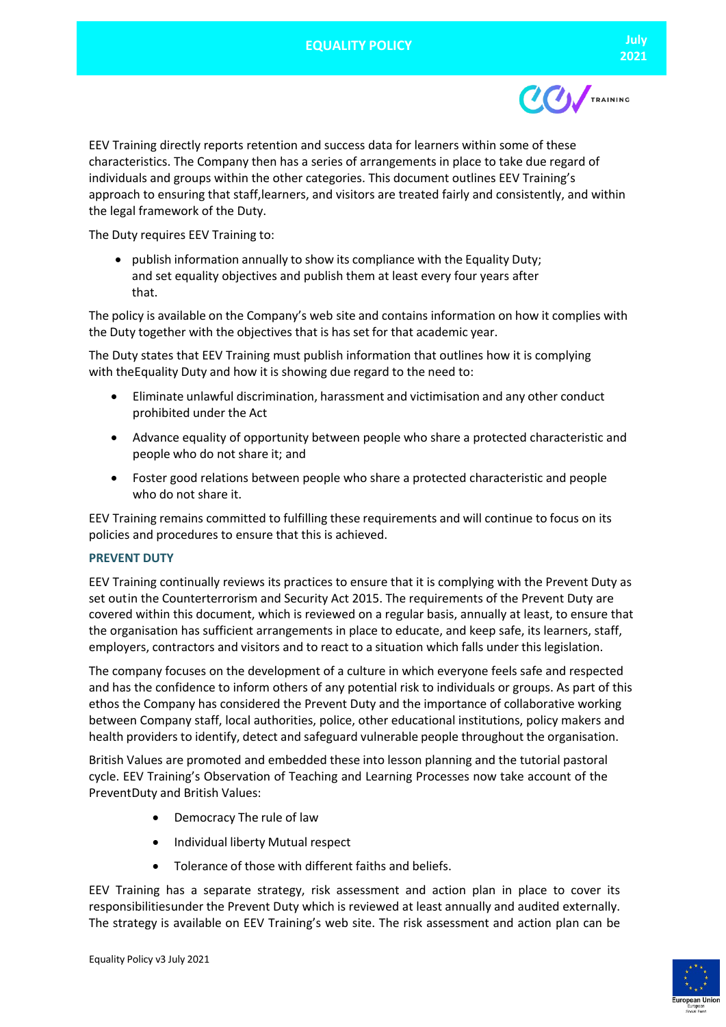EEV Training directly reports retention and success data for learners within some of these characteristics. The Company then has a series of arrangements in place to take due regard of individuals and groups within the other categories. This document outlines EEV Training's approach to ensuring that staff,learners, and visitors are treated fairly and consistently, and within the legal framework of the Duty.

The Duty requires EEV Training to:

- publish information annually to show its compliance with the Equality Duty; and set equality objectives and publish them at least every four years after that.

The policy is available on the Company's web site and contains information on how it complies with the Duty together with the objectives that is has set for that academic year.

The Duty states that EEV Training must publish information that outlines how it is complying with theEquality Duty and how it is showing due regard to the need to:

- Eliminate unlawful discrimination, harassment and victimisation and any other conduct prohibited under the Act
- Advance equality of opportunity between people who share a protected characteristic and people who do not share it; and
- Foster good relations between people who share a protected characteristic and people who do not share it.

EEV Training remains committed to fulfilling these requirements and will continue to focus on its policies and procedures to ensure that this is achieved.

## PREVENT DUTY

EEV Training continually reviews its practices to ensure that it is complying with the Prevent Duty as set outin the Counterterrorism and Security Act 2015. The requirements of the Prevent Duty are covered within this document, which is reviewed on a regular basis, annually at least, to ensure that the organisation has sufficient arrangements in place to educate, and keep safe, its learners, staff, employers, contractors and visitors and to react to a situation which falls under this legislation.

The company focuses on the development of a culture in which everyone feels safe and respected and has the confidence to inform others of any potential risk to individuals or groups. As part of this ethos the Company has considered the Prevent Duty and the importance of collaborative working between Company staff, local authorities, police, other educational institutions, policy makers and health providers to identify, detect and safeguard vulnerable people throughout the organisation.

British Values are promoted and embedded these into lesson planning and the tutorial pastoral cycle. EEV Training's Observation of Teaching and Learning Processes now take account of the PreventDuty and British Values:

- Democracy The rule of law
- Individual liberty Mutual respect
- Tolerance of those with different faiths and beliefs.

EEV Training has a separate strategy, risk assessment and action plan in place to cover its responsibilitiesunder the Prevent Duty which is reviewed at least annually and audited externally. The strategy is available on EEV Training's web site. The risk assessment and action plan can be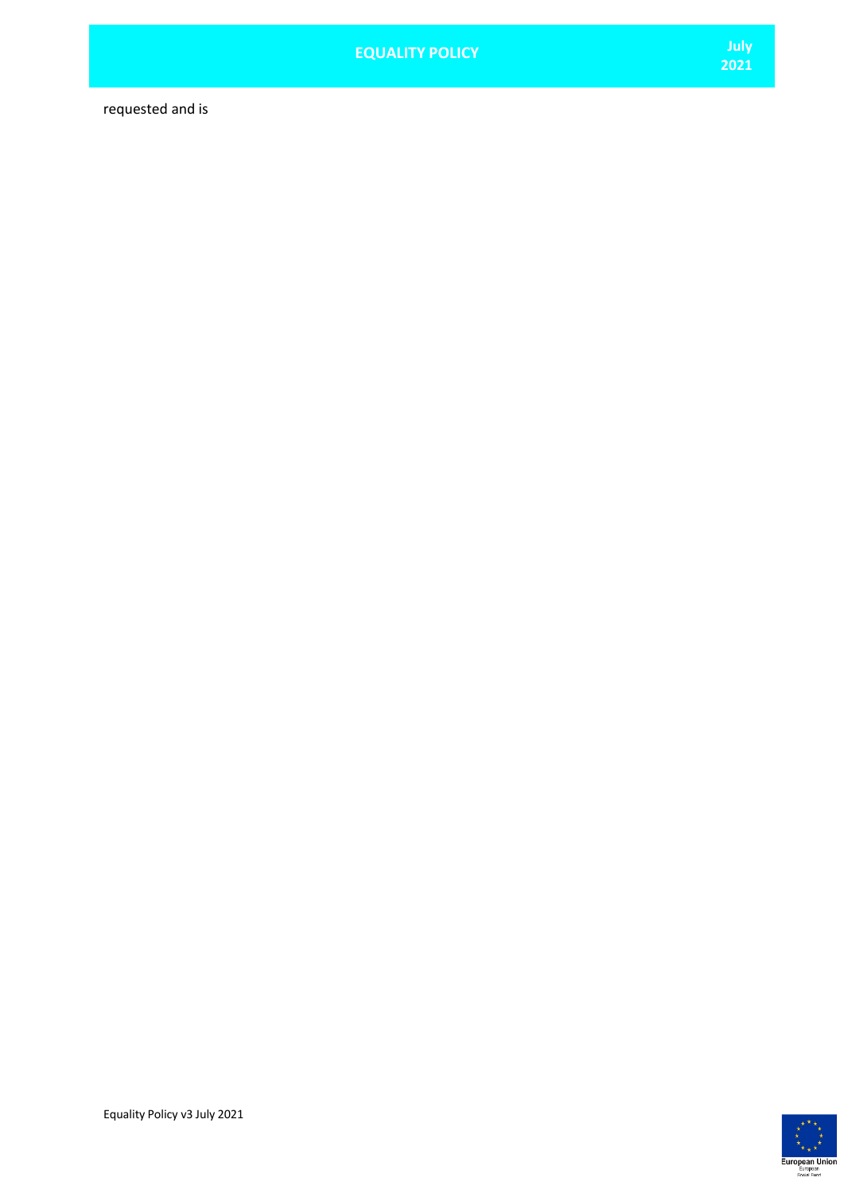requested and is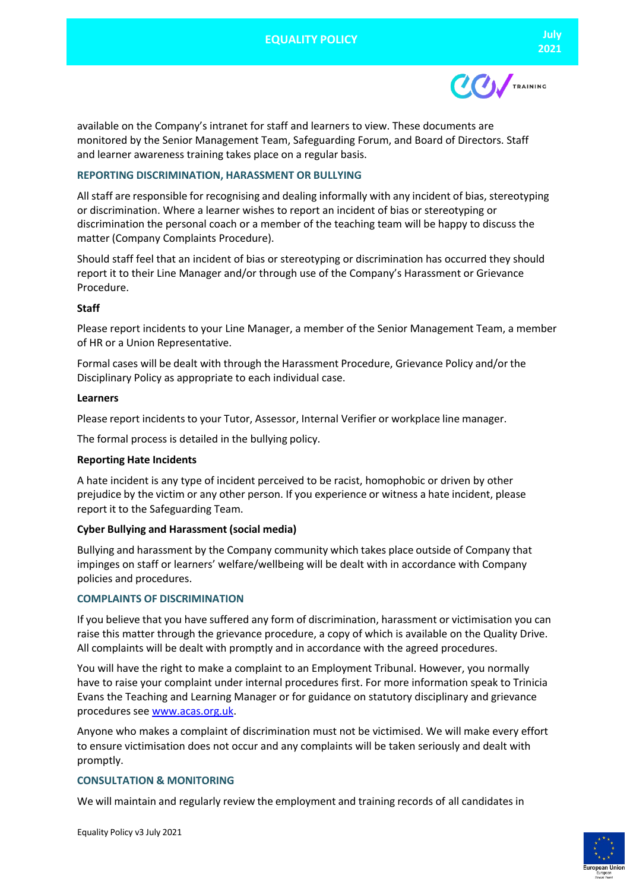available on the Company's intranet for staff and learners to view. These documents are monitored by the Senior Management Team, Safeguarding Forum, and Board of Directors. Staff and learner awareness training takes place on a regular basis.

## REPORTING DISCRIMINATION, HARASSMENT OR BULLYING

All staff are responsible for recognising and dealing informally with any incident of bias, stereotyping or discrimination. Where a learner wishes to report an incident of bias or stereotyping or discrimination the personal coach or a member of the teaching team will be happy to discuss the matter (Company Complaints Procedure).

Should staff feel that an incident of bias or stereotyping or discrimination has occurred they should report it to their Line Manager and/or through use of the Company's Harassment or Grievance Procedure.

### Staff

Please report incidents to your Line Manager, a member of the Senior Management Team, a member of HR or a Union Representative.

Formal cases will be dealt with through the Harassment Procedure, Grievance Policy and/or the Disciplinary Policy as appropriate to each individual case.

### Learners

Please report incidents to your Tutor, Assessor, Internal Verifier or workplace line manager.

The formal process is detailed in the bullying policy.

### Reporting Hate Incidents

A hate incident is any type of incident perceived to be racist, homophobic or driven by other prejudice by the victim or any other person. If you experience or witness a hate incident, please report it to the Safeguarding Team.

### Cyber Bullying and Harassment (social media)

Bullying and harassment by the Company community which takes place outside of Company that impinges on staff or learners' welfare/wellbeing will be dealt with in accordance with Company policies and procedures.

## COMPLAINTS OF DISCRIMINATION

If you believe that you have suffered any form of discrimination, harassment or victimisation you can raise this matter through the grievance procedure, a copy of which is available on the Quality Drive. All complaints will be dealt with promptly and in accordance with the agreed procedures.

You will have the right to make a complaint to an Employment Tribunal. However, you normally have to raise your complaint under internal procedures first. For more information speak to Trinicia Evans the Teaching and Learning Manager or for guidance on statutory disciplinary and grievance procedures see www.acas.org.uk.

Anyone who makes a complaint of discrimination must not be victimised. We will make every effort to ensure victimisation does not occur and any complaints will be taken seriously and dealt with promptly.

## CONSULTATION & MONITORING

We will maintain and regularly review the employment and training records of all candidates in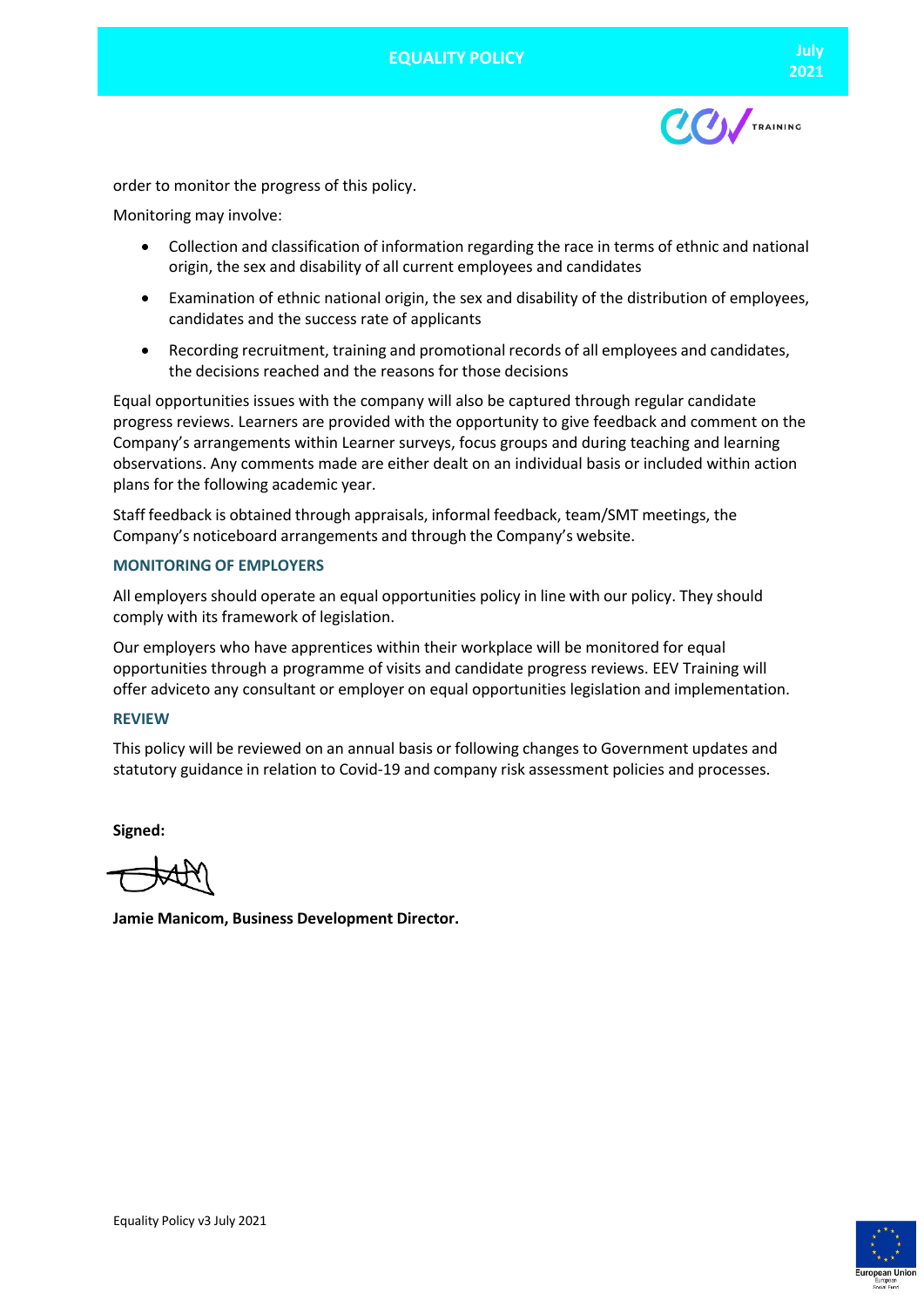order to monitor the progress of this policy.

Monitoring may involve:

- Collection and classification of information regarding the race in terms of ethnic and national origin, the sex and disability of all current employees and candidates
- Examination of ethnic national origin, the sex and disability of the distribution of employees, candidates and the success rate of applicants
- Recording recruitment, training and promotional records of all employees and candidates, the decisions reached and the reasons for those decisions

Equal opportunities issues with the company will also be captured through regular candidate progress reviews. Learners are provided with the opportunity to give feedback and comment on the Company's arrangements within Learner surveys, focus groups and during teaching and learning observations. Any comments made are either dealt on an individual basis or included within action plans for the following academic year.

Staff feedback is obtained through appraisals, informal feedback, team/SMT meetings, the Company's noticeboard arrangements and through the Company's website.

## MONITORING OF EMPLOYERS

All employers should operate an equal opportunities policy in line with our policy. They should comply with its framework of legislation.

Our employers who have apprentices within their workplace will be monitored for equal opportunities through a programme of visits and candidate progress reviews. EEV Training will offer adviceto any consultant or employer on equal opportunities legislation and implementation.

## REVIEW

This policy will be reviewed on an annual basis or following changes to Government updates and statutory guidance in relation to Covid-19 and company risk assessment policies and processes.

**Signed:**

**Jamie Manicom, Business Development Director.**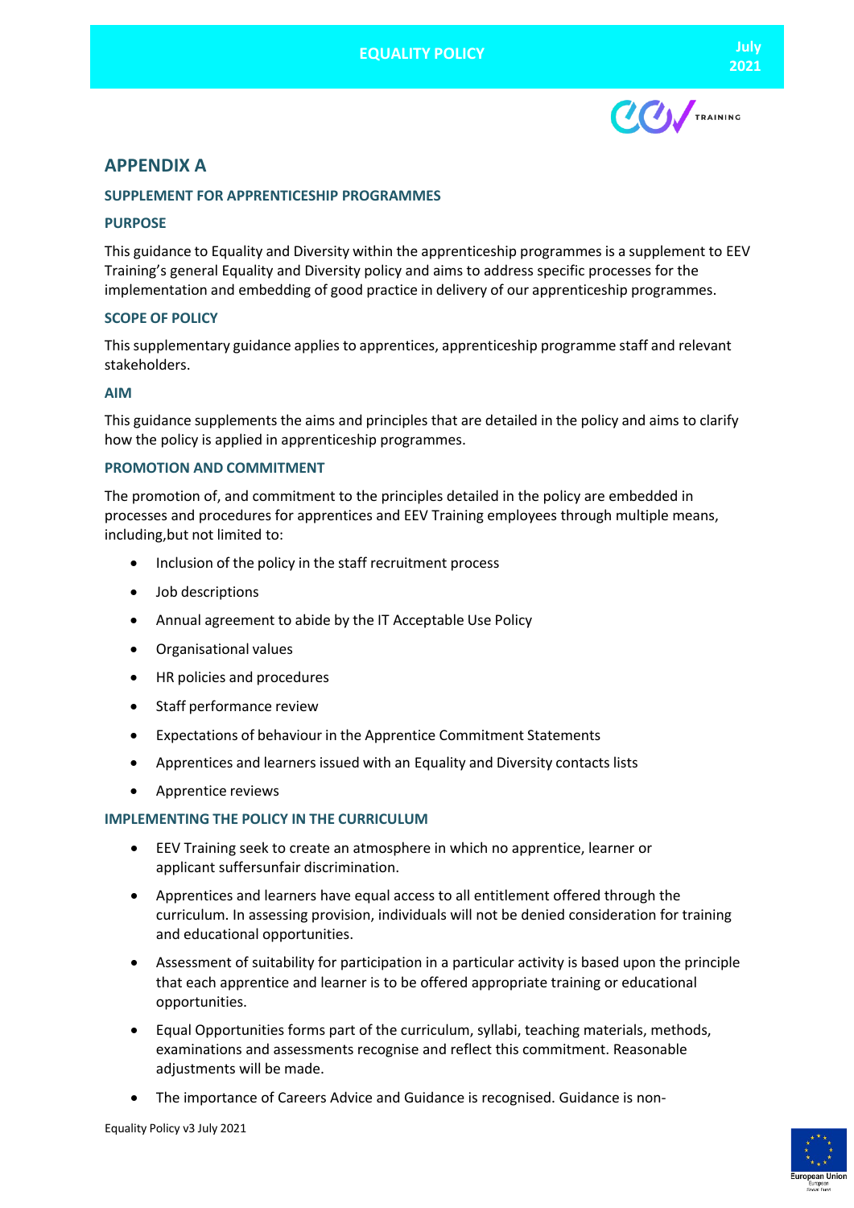## APPENDIX A

### SUPPLEMENT FOR APPRENTICESHIP PROGRAMMES

### PURPOSE

This guidance to Equality and Diversity within the apprenticeship programmes is a supplement to EEV Training's general Equality and Diversity policy and aims to address specific processes for the implementation and embedding of good practice in delivery of our apprenticeship programmes.

### SCOPE OF POLICY

This supplementary guidance applies to apprentices, apprenticeship programme staff and relevant stakeholders.

### AIM

This guidance supplements the aims and principles that are detailed in the policy and aims to clarify how the policy is applied in apprenticeship programmes.

### PROMOTION AND COMMITMENT

The promotion of, and commitment to the principles detailed in the policy are embedded in processes and procedures for apprentices and EEV Training employees through multiple means, including,but not limited to:

- Inclusion of the policy in the staff recruitment process
- Job descriptions
- Annual agreement to abide by the IT Acceptable Use Policy
- Organisational values
- HR policies and procedures
- Staff performance review
- Expectations of behaviour in the Apprentice Commitment Statements
- Apprentices and learners issued with an Equality and Diversity contacts lists
- Apprentice reviews

### IMPLEMENTING THE POLICY IN THE CURRICULUM

- EEV Training seek to create an atmosphere in which no apprentice, learner or applicant suffersunfair discrimination.
- Apprentices and learners have equal access to all entitlement offered through the curriculum. In assessing provision, individuals will not be denied consideration for training and educational opportunities.
- Assessment of suitability for participation in a particular activity is based upon the principle that each apprentice and learner is to be offered appropriate training or educational opportunities.
- Equal Opportunities forms part of the curriculum, syllabi, teaching materials, methods, examinations and assessments recognise and reflect this commitment. Reasonable adjustments will be made.
- The importance of Careers Advice and Guidance is recognised. Guidance is non-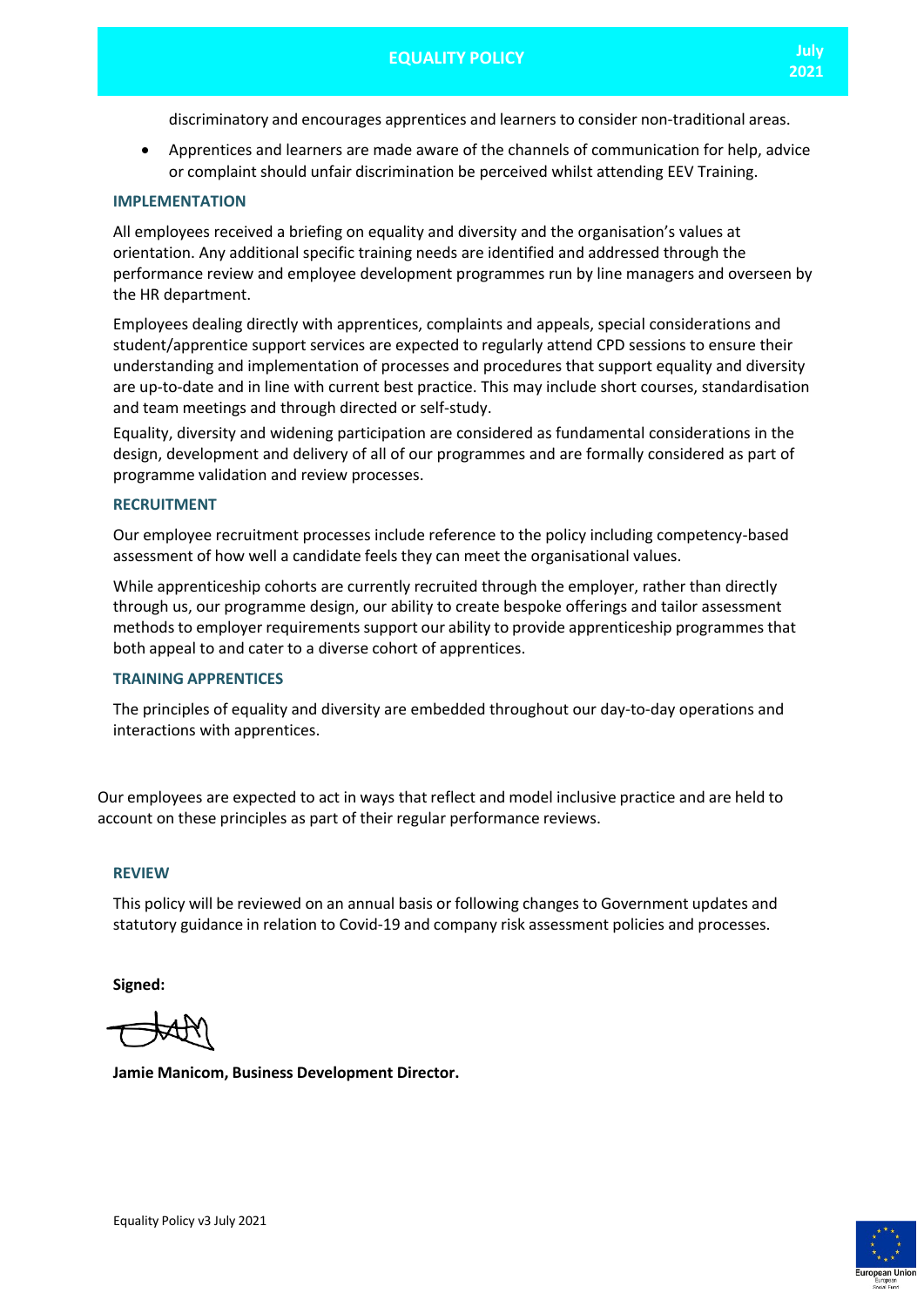discriminatory and encourages apprentices and learners to consider non-traditional areas.

- Apprentices and learners are made aware of the channels of communication for help, advice or complaint should unfair discrimination be perceived whilst attending EEV Training.

### IMPLEMENTATION

All employees received a briefing on equality and diversity and the organisation's values at orientation. Any additional specific training needs are identified and addressed through the performance review and employee development programmes run by line managers and overseen by the HR department.

Employees dealing directly with apprentices, complaints and appeals, special considerations and student/apprentice support services are expected to regularly attend CPD sessions to ensure their understanding and implementation of processes and procedures that support equality and diversity are up-to-date and in line with current best practice. This may include short courses, standardisation and team meetings and through directed or self-study.

Equality, diversity and widening participation are considered as fundamental considerations in the design, development and delivery of all of our programmes and are formally considered as part of programme validation and review processes.

### RECRUITMENT

Our employee recruitment processes include reference to the policy including competency-based assessment of how well a candidate feels they can meet the organisational values.

While apprenticeship cohorts are currently recruited through the employer, rather than directly through us, our programme design, our ability to create bespoke offerings and tailor assessment methods to employer requirements support our ability to provide apprenticeship programmes that both appeal to and cater to a diverse cohort of apprentices.

### TRAINING APPRENTICES

The principles of equality and diversity are embedded throughout our day-to-day operations and interactions with apprentices.

Our employees are expected to act in ways that reflect and model inclusive practice and are held to account on these principles as part of their regular performance reviews.

### REVIEW

This policy will be reviewed on an annual basis or following changes to Government updates and statutory guidance in relation to Covid-19 and company risk assessment policies and processes.

**Signed:**

**Jamie Manicom, Business Development Director.**